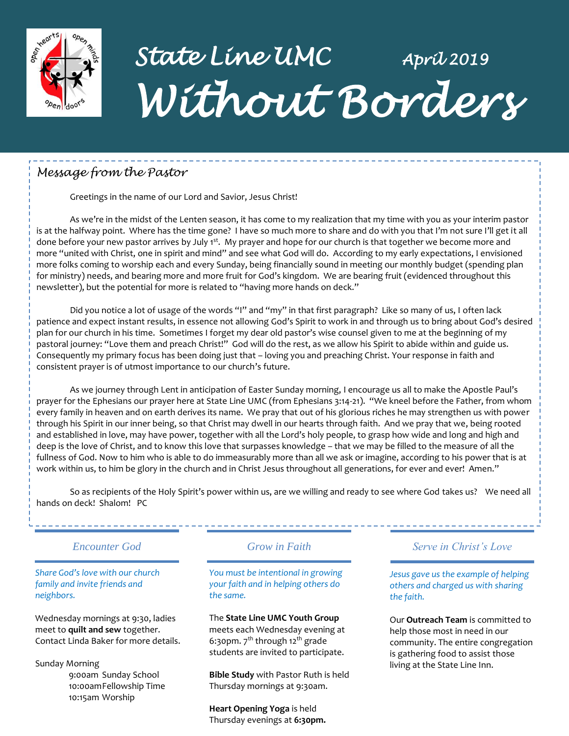# State Line UMC — April 2019

# Without Borders

## Message from the Pastor

Greetings in the name of our Lord and Savior, Jesus Christ!

As we're in the midst of the Lenten season, it has come to my realization that my time with you as your interim pastor is at the halfway point. Where has the time gone? I have so much more to share and do with you that I'm not sure I'll get it all done before your new pastor arrives by July 1st. My prayer and hope for our church is that together we become more and more "united with Christ, one in spirit and mind" and see what God will do. According to my early expectations, I envisioned more folks coming to worship each and every Sunday, being financially sound in meeting our monthly budget (spending plan for ministry) needs, and bearing more and more fruit for God's kingdom. We are bearing fruit (evidenced throughout this newsletter), but the potential for more is related to "having more hands on deck."

Did you notice a lot of usage of the words "I" and "my" in that first paragraph? Like so many of us, I often lack patience and expect instant results, in essence not allowing God's Spirit to work in and through us to bring about God's desired plan for our church in his time. Sometimes I forget my dear old pastor's wise counsel given to me at the beginning of my pastoral journey: "Love them and preach Christ!" God will do the rest, as we allow his Spirit to abide within and guide us. Consequently my primary focus has been doing just that – loving you and preaching Christ. Your response in faith and consistent prayer is of utmost importance to our church's future.

As we journey through Lent in anticipation of Easter Sunday morning, I encourage us all to make the Apostle Paul's prayer for the Ephesians our prayer here at State Line UMC (from Ephesians 3:14-21). "We kneel before the Father, from whom every family in heaven and on earth derives its name. We pray that out of his glorious riches he may strengthen us with power through his Spirit in our inner being, so that Christ may dwell in our hearts through faith. And we pray that we, being rooted and established in love, may have power, together with all the Lord's holy people, to grasp how wide and long and high and deep is the love of Christ, and to know this love that surpasses knowledge – that we may be filled to the measure of all the fullness of God. Now to him who is able to do immeasurably more than all we ask or imagine, according to his power that is at work within us, to him be glory in the church and in Christ Jesus throughout all generations, for ever and ever! Amen."

So as recipients of the Holy Spirit's power within us, are we willing and ready to see where God takes us? We need all hands on deck! Shalom! PC

### Encounter God

*Share God's love with our church family and invite friends and neighbors.*

Wednesday mornings at 9:30, ladies meet to **quilt and sew** together. Contact Linda Baker for more details.

Sunday Morning
- 9:00am Sunday School
- 10:00am Fellowship Time
- 10:15am Worship

### Grow in Faith

*You must be intentional in growing your faith and in helping others do the same.*

The **State Line UMC Youth Group** meets each Wednesday evening at 6:30pm. 7th through 12th grade students are invited to participate.

**Bible Study** with Pastor Ruth is held Thursday mornings at 9:30am.

**Heart Opening Yoga** is held Thursday evenings at **6:30pm.**

### Serve in Christ's Love

*Jesus gave us the example of helping others and charged us with sharing the faith.*

Our **Outreach Team** is committed to help those most in need in our community. The entire congregation is gathering food to assist those living at the State Line Inn.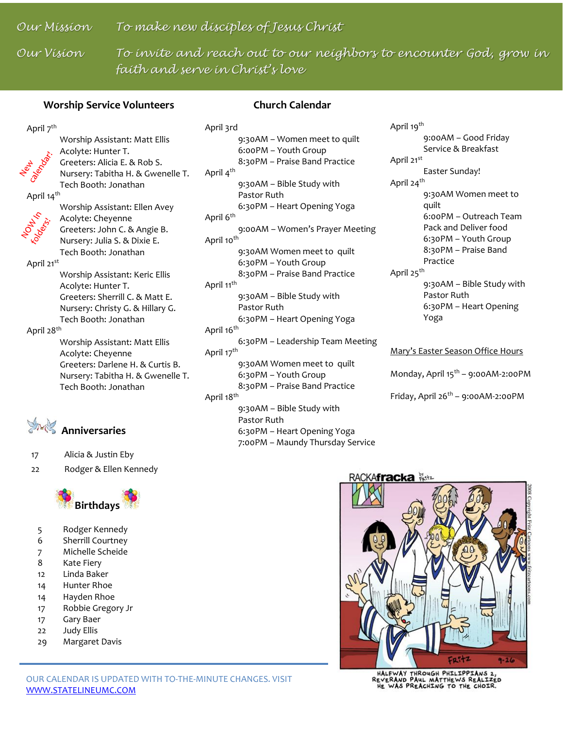*Our Mission* — *To make new disciples of Jesus Christ*

*Our Vision* — *To invite and reach out to our neighbors to encounter God, grow in faith and serve in Christ's love*

## Worship Service Volunteers

New calendar! NOW in folders!

**April 7th**
- Worship Assistant: Matt Ellis
- Acolyte: Hunter T.
- Greeters: Alicia E. & Rob S.
- Nursery: Tabitha H. & Gwenelle T.
- Tech Booth: Jonathan

**April 14th**
- Worship Assistant: Ellen Avey
- Acolyte: Cheyenne
- Greeters: John C. & Angie B.
- Nursery: Julia S. & Dixie E.
- Tech Booth: Jonathan

**April 21st**
- Worship Assistant: Keric Ellis
- Acolyte: Hunter T.
- Greeters: Sherrill C. & Matt E.
- Nursery: Christy G. & Hillary G.
- Tech Booth: Jonathan

**April 28th**
- Worship Assistant: Matt Ellis
- Acolyte: Cheyenne
- Greeters: Darlene H. & Curtis B.
- Nursery: Tabitha H. & Gwenelle T.
- Tech Booth: Jonathan

## Anniversaries

| | |
|---|---|
| 17 | Alicia & Justin Eby |
| 22 | Rodger & Ellen Kennedy |

## Birthdays

| | |
|---|---|
| 5 | Rodger Kennedy |
| 6 | Sherrill Courtney |
| 7 | Michelle Scheide |
| 8 | Kate Fiery |
| 12 | Linda Baker |
| 14 | Hunter Rhoe |
| 14 | Hayden Rhoe |
| 17 | Robbie Gregory Jr |
| 17 | Gary Baer |
| 22 | Judy Ellis |
| 29 | Margaret Davis |

## Church Calendar

**April 3rd**
- 9:30AM – Women meet to quilt
- 6:00PM – Youth Group
- 8:30PM – Praise Band Practice

**April 4th**
- 9:30AM – Bible Study with Pastor Ruth
- 6:30PM – Heart Opening Yoga

**April 6th**
- 9:00AM – Women's Prayer Meeting

**April 10th**
- 9:30AM Women meet to quilt
- 6:30PM – Youth Group
- 8:30PM – Praise Band Practice

**April 11th**
- 9:30AM – Bible Study with Pastor Ruth
- 6:30PM – Heart Opening Yoga

**April 16th**
- 6:30PM – Leadership Team Meeting

**April 17th**
- 9:30AM Women meet to quilt
- 6:30PM – Youth Group
- 8:30PM – Praise Band Practice

**April 18th**
- 9:30AM – Bible Study with Pastor Ruth
- 6:30PM – Heart Opening Yoga
- 7:00PM – Maundy Thursday Service

**April 19th**
- 9:00AM – Good Friday Service & Breakfast

**April 21st**
- Easter Sunday!

**April 24th**
- 9:30AM Women meet to quilt
- 6:00PM – Outreach Team Pack and Deliver food
- 6:30PM – Youth Group
- 8:30PM – Praise Band Practice

**April 25th**
- 9:30AM – Bible Study with Pastor Ruth
- 6:30PM – Heart Opening Yoga

<u>Mary's Easter Season Office Hours</u>

Monday, April 15th – 9:00AM-2:00PM

Friday, April 26th – 9:00AM-2:00PM

HALFWAY THROUGH PHILIPPIANS 2, REVERAND PAUL MATTHEWS REALIZED HE WAS PREACHING TO THE CHOIR.

OUR CALENDAR IS UPDATED WITH TO-THE-MINUTE CHANGES. VISIT [WWW.STATELINEUMC.COM](http://www.statelineumc.com)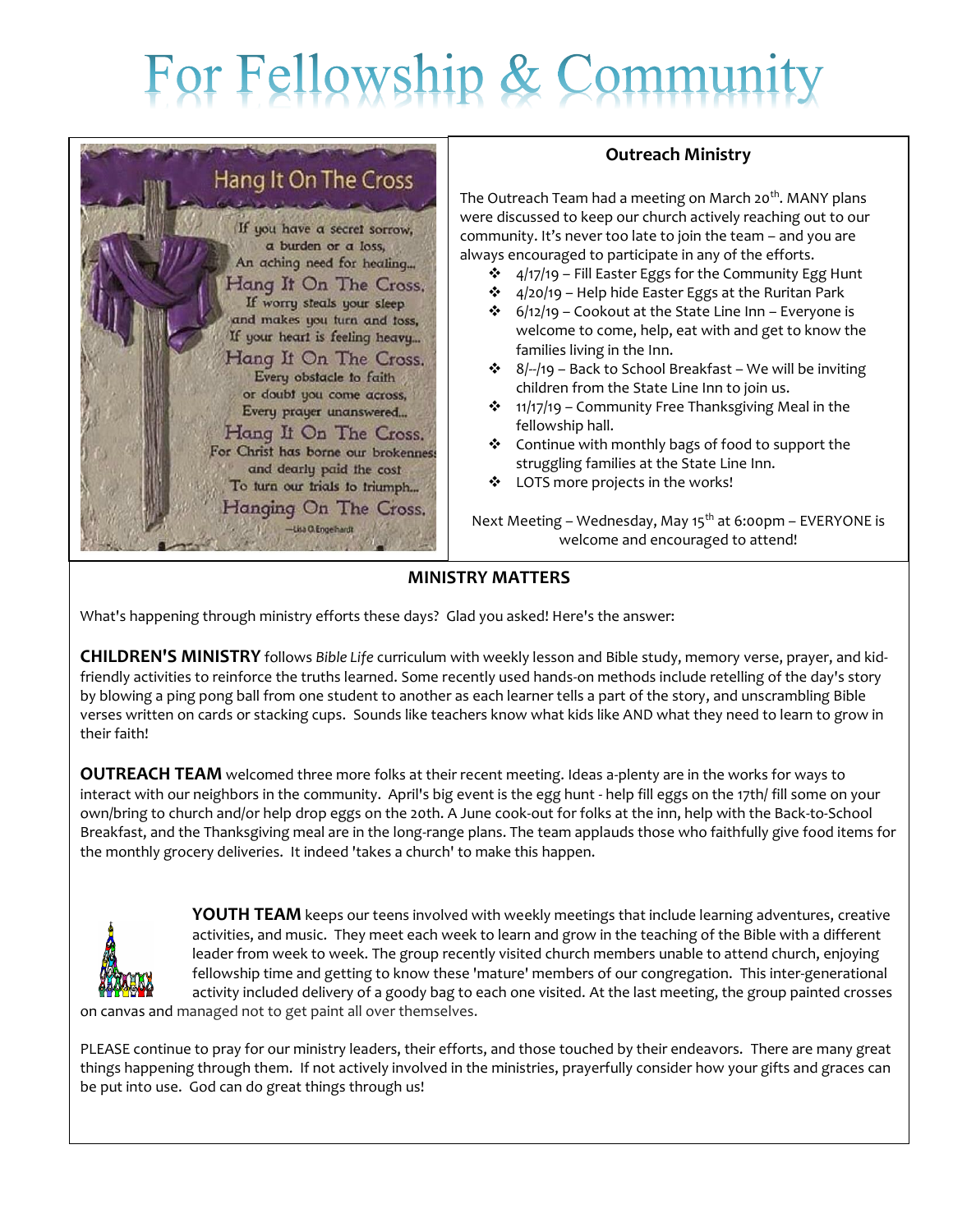# For Fellowship & Community

## Hang It On The Cross

If you have a secret sorrow,
a burden or a loss,
An aching need for healing...
Hang It On The Cross.
If worry steals your sleep
and makes you turn and toss,
If your heart is feeling heavy...
Hang It On The Cross.
Every obstacle to faith
or doubt you come across,
Every prayer unanswered...
Hang It On The Cross.
For Christ has borne our brokenness
and dearly paid the cost
To turn our trials to triumph...
Hanging On The Cross.

—Lisa O. Engelhardt

## Outreach Ministry

The Outreach Team had a meeting on March 20th. MANY plans were discussed to keep our church actively reaching out to our community. It's never too late to join the team – and you are always encouraged to participate in any of the efforts.

- 4/17/19 – Fill Easter Eggs for the Community Egg Hunt
- 4/20/19 – Help hide Easter Eggs at the Ruritan Park
- 6/12/19 – Cookout at the State Line Inn – Everyone is welcome to come, help, eat with and get to know the families living in the Inn.
- 8/--/19 – Back to School Breakfast – We will be inviting children from the State Line Inn to join us.
- 11/17/19 – Community Free Thanksgiving Meal in the fellowship hall.
- Continue with monthly bags of food to support the struggling families at the State Line Inn.
- LOTS more projects in the works!

Next Meeting – Wednesday, May 15th at 6:00pm – EVERYONE is welcome and encouraged to attend!

## MINISTRY MATTERS

What's happening through ministry efforts these days? Glad you asked! Here's the answer:

**CHILDREN'S MINISTRY** follows *Bible Life* curriculum with weekly lesson and Bible study, memory verse, prayer, and kid-friendly activities to reinforce the truths learned. Some recently used hands-on methods include retelling of the day's story by blowing a ping pong ball from one student to another as each learner tells a part of the story, and unscrambling Bible verses written on cards or stacking cups. Sounds like teachers know what kids like AND what they need to learn to grow in their faith!

**OUTREACH TEAM** welcomed three more folks at their recent meeting. Ideas a-plenty are in the works for ways to interact with our neighbors in the community. April's big event is the egg hunt - help fill eggs on the 17th/ fill some on your own/bring to church and/or help drop eggs on the 20th. A June cook-out for folks at the inn, help with the Back-to-School Breakfast, and the Thanksgiving meal are in the long-range plans. The team applauds those who faithfully give food items for the monthly grocery deliveries. It indeed 'takes a church' to make this happen.

**YOUTH TEAM** keeps our teens involved with weekly meetings that include learning adventures, creative activities, and music. They meet each week to learn and grow in the teaching of the Bible with a different leader from week to week. The group recently visited church members unable to attend church, enjoying fellowship time and getting to know these 'mature' members of our congregation. This inter-generational activity included delivery of a goody bag to each one visited. At the last meeting, the group painted crosses on canvas and managed not to get paint all over themselves.

PLEASE continue to pray for our ministry leaders, their efforts, and those touched by their endeavors. There are many great things happening through them. If not actively involved in the ministries, prayerfully consider how your gifts and graces can be put into use. God can do great things through us!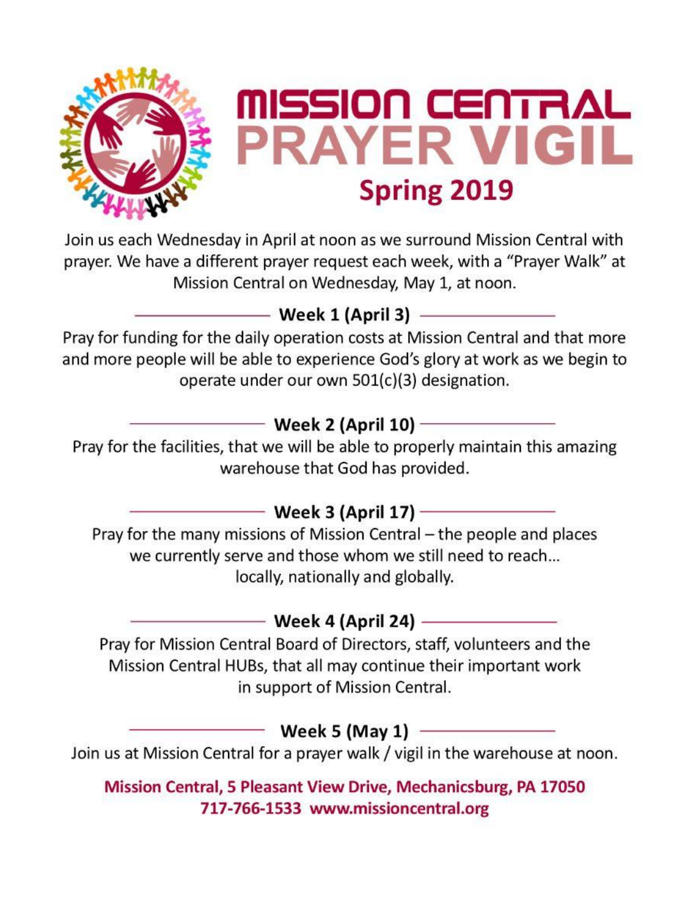# MISSION CENTRAL PRAYER VIGIL

## Spring 2019

Join us each Wednesday in April at noon as we surround Mission Central with prayer. We have a different prayer request each week, with a "Prayer Walk" at Mission Central on Wednesday, May 1, at noon.

### Week 1 (April 3)

Pray for funding for the daily operation costs at Mission Central and that more and more people will be able to experience God's glory at work as we begin to operate under our own 501(c)(3) designation.

### Week 2 (April 10)

Pray for the facilities, that we will be able to properly maintain this amazing warehouse that God has provided.

### Week 3 (April 17)

Pray for the many missions of Mission Central – the people and places we currently serve and those whom we still need to reach… locally, nationally and globally.

### Week 4 (April 24)

Pray for Mission Central Board of Directors, staff, volunteers and the Mission Central HUBs, that all may continue their important work in support of Mission Central.

### Week 5 (May 1)

Join us at Mission Central for a prayer walk / vigil in the warehouse at noon.

**Mission Central, 5 Pleasant View Drive, Mechanicsburg, PA 17050**
**717-766-1533 www.missioncentral.org**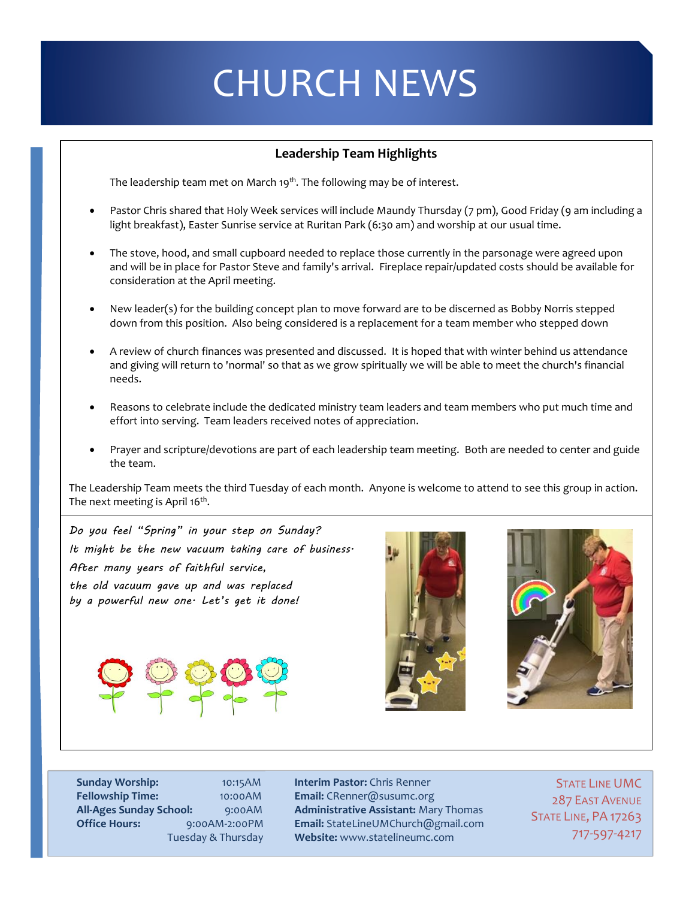# CHURCH NEWS

## Leadership Team Highlights

The leadership team met on March 19th. The following may be of interest.

- Pastor Chris shared that Holy Week services will include Maundy Thursday (7 pm), Good Friday (9 am including a light breakfast), Easter Sunrise service at Ruritan Park (6:30 am) and worship at our usual time.
- The stove, hood, and small cupboard needed to replace those currently in the parsonage were agreed upon and will be in place for Pastor Steve and family's arrival. Fireplace repair/updated costs should be available for consideration at the April meeting.
- New leader(s) for the building concept plan to move forward are to be discerned as Bobby Norris stepped down from this position. Also being considered is a replacement for a team member who stepped down
- A review of church finances was presented and discussed. It is hoped that with winter behind us attendance and giving will return to 'normal' so that as we grow spiritually we will be able to meet the church's financial needs.
- Reasons to celebrate include the dedicated ministry team leaders and team members who put much time and effort into serving. Team leaders received notes of appreciation.
- Prayer and scripture/devotions are part of each leadership team meeting. Both are needed to center and guide the team.

The Leadership Team meets the third Tuesday of each month. Anyone is welcome to attend to see this group in action. The next meeting is April 16th.

*Do you feel "Spring" in your step on Sunday?*
*It might be the new vacuum taking care of business.*
*After many years of faithful service,*
*the old vacuum gave up and was replaced*
*by a powerful new one. Let's get it done!*

| | |
|---|---|
| **Sunday Worship:** | 10:15AM |
| **Fellowship Time:** | 10:00AM |
| **All-Ages Sunday School:** | 9:00AM |
| **Office Hours:** | 9:00AM-2:00PM Tuesday & Thursday |

**Interim Pastor:** Chris Renner
**Email:** CRenner@susumc.org
**Administrative Assistant:** Mary Thomas
**Email:** StateLineUMChurch@gmail.com
**Website:** www.statelineumc.com

STATE LINE UMC
287 EAST AVENUE
STATE LINE, PA 17263
717-597-4217